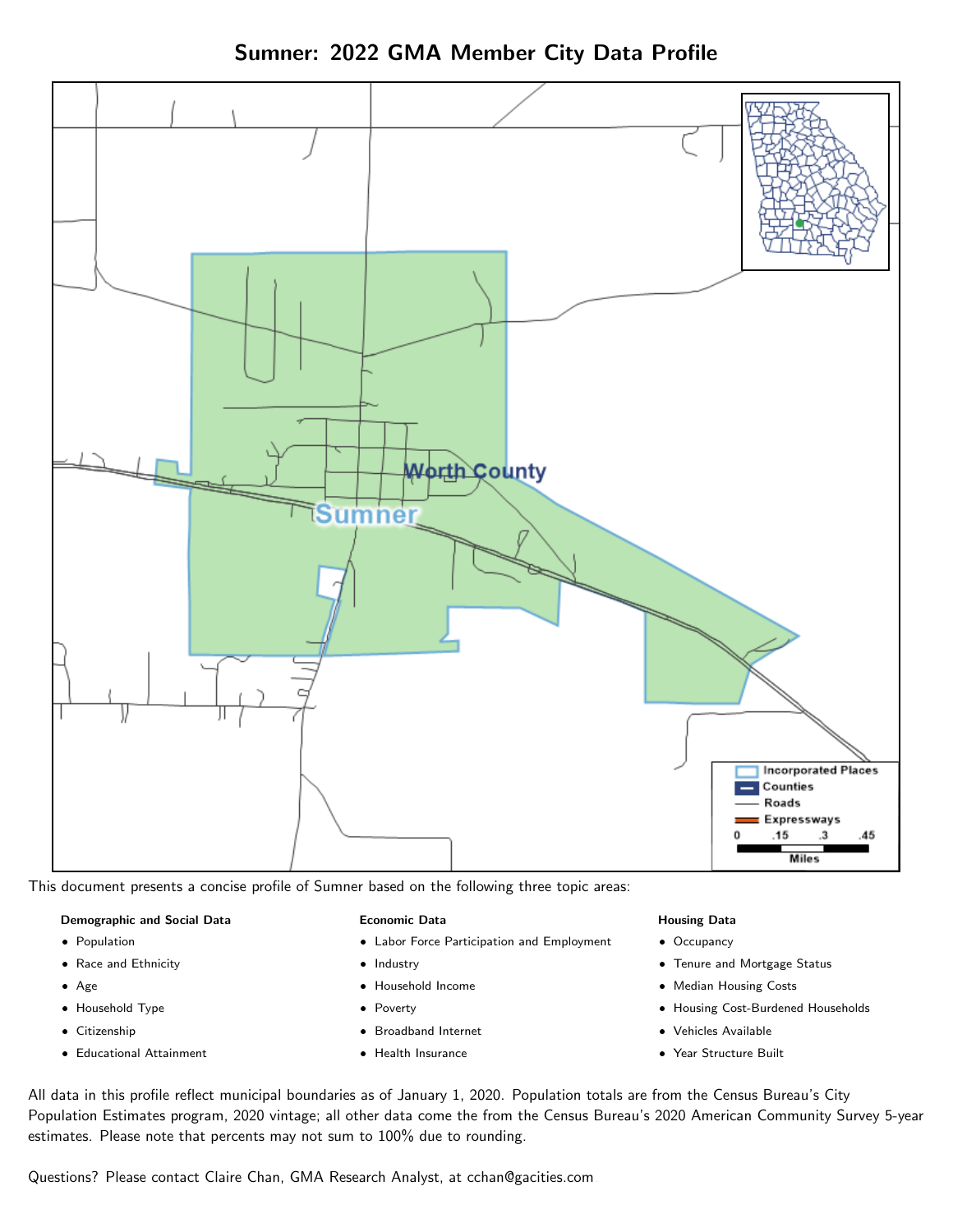# Sumner: 2022 GMA Member City Data Profile

This document presents a concise profile of Sumner based on the following three topic areas:

**Demographic and Social Data**

- Population
- Race and Ethnicity
- Age
- Household Type
- Citizenship
- Educational Attainment

**Economic Data**

- Labor Force Participation and Employment
- Industry
- Household Income
- Poverty
- Broadband Internet
- Health Insurance

**Housing Data**

- Occupancy
- Tenure and Mortgage Status
- Median Housing Costs
- Housing Cost-Burdened Households
- Vehicles Available
- Year Structure Built

All data in this profile reflect municipal boundaries as of January 1, 2020. Population totals are from the Census Bureau's City Population Estimates program, 2020 vintage; all other data come the from the Census Bureau's 2020 American Community Survey 5-year estimates. Please note that percents may not sum to 100% due to rounding.

Questions? Please contact Claire Chan, GMA Research Analyst, at cchan@gacities.com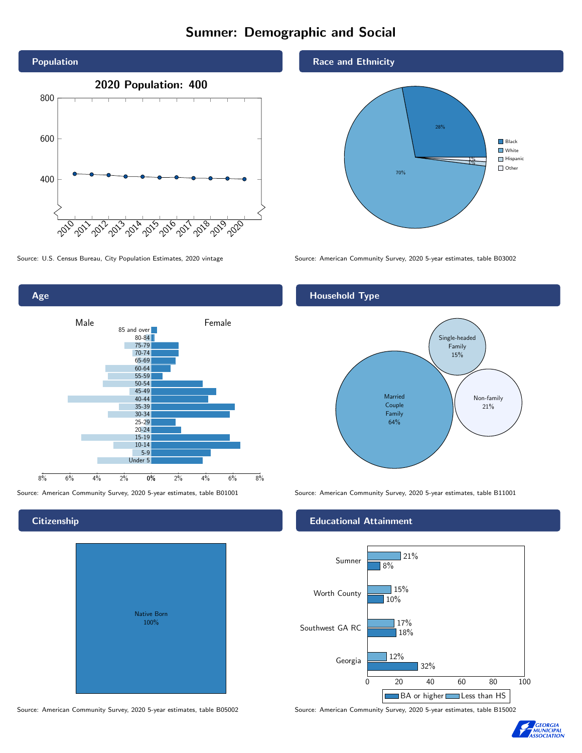# Sumner: Demographic and Social

## Population

2020 Population: 400

Source: U.S. Census Bureau, City Population Estimates, 2020 vintage

## Race and Ethnicity

| Race/Ethnicity | Percent |
|---|---|
| Black | 28% |
| White | 70% |
| Hispanic | 1% |
| Other | 1% |

Source: American Community Survey, 2020 5-year estimates, table B03002

## Age

Source: American Community Survey, 2020 5-year estimates, table B01001

## Household Type

| Household Type | Percent |
|---|---|
| Married Couple Family | 64% |
| Single-headed Family | 15% |
| Non-family | 21% |

Source: American Community Survey, 2020 5-year estimates, table B11001

## Citizenship

Native Born 100%

Source: American Community Survey, 2020 5-year estimates, table B05002

## Educational Attainment

| | BA or higher | Less than HS |
|---|---|---|
| Sumner | 8% | 21% |
| Worth County | 10% | 15% |
| Southwest GA RC | 18% | 17% |
| Georgia | 32% | 12% |

Source: American Community Survey, 2020 5-year estimates, table B15002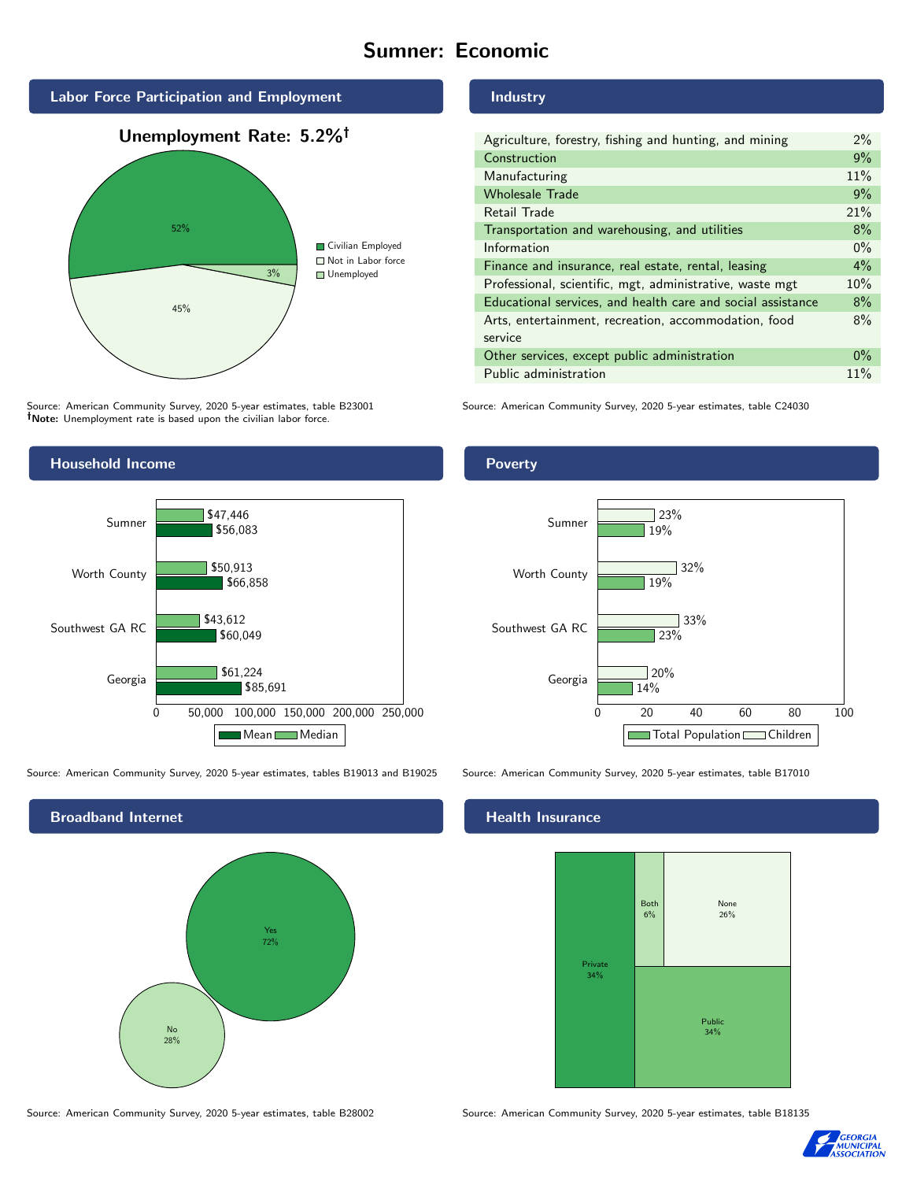# Sumner: Economic

## Labor Force Participation and Employment

**Unemployment Rate: 5.2%†**

| Category | Percent |
|---|---|
| Civilian Employed | 52% |
| Not in Labor force | 45% |
| Unemployed | 3% |

Source: American Community Survey, 2020 5-year estimates, table B23001
**†Note:** Unemployment rate is based upon the civilian labor force.

## Industry

| Industry | Percent |
|---|---|
| Agriculture, forestry, fishing and hunting, and mining | 2% |
| Construction | 9% |
| Manufacturing | 11% |
| Wholesale Trade | 9% |
| Retail Trade | 21% |
| Transportation and warehousing, and utilities | 8% |
| Information | 0% |
| Finance and insurance, real estate, rental, leasing | 4% |
| Professional, scientific, mgt, administrative, waste mgt | 10% |
| Educational services, and health care and social assistance | 8% |
| Arts, entertainment, recreation, accommodation, food service | 8% |
| Other services, except public administration | 0% |
| Public administration | 11% |

Source: American Community Survey, 2020 5-year estimates, table C24030

## Household Income

| | Median | Mean |
|---|---|---|
| Sumner | $47,446 | $56,083 |
| Worth County | $50,913 | $66,858 |
| Southwest GA RC | $43,612 | $60,049 |
| Georgia | $61,224 | $85,691 |

Source: American Community Survey, 2020 5-year estimates, tables B19013 and B19025

## Poverty

| | Children | Total Population |
|---|---|---|
| Sumner | 23% | 19% |
| Worth County | 32% | 19% |
| Southwest GA RC | 33% | 23% |
| Georgia | 20% | 14% |

Source: American Community Survey, 2020 5-year estimates, table B17010

## Broadband Internet

| | Percent |
|---|---|
| Yes | 72% |
| No | 28% |

Source: American Community Survey, 2020 5-year estimates, table B28002

## Health Insurance

| | Percent |
|---|---|
| Private | 34% |
| Both | 6% |
| None | 26% |
| Public | 34% |

Source: American Community Survey, 2020 5-year estimates, table B18135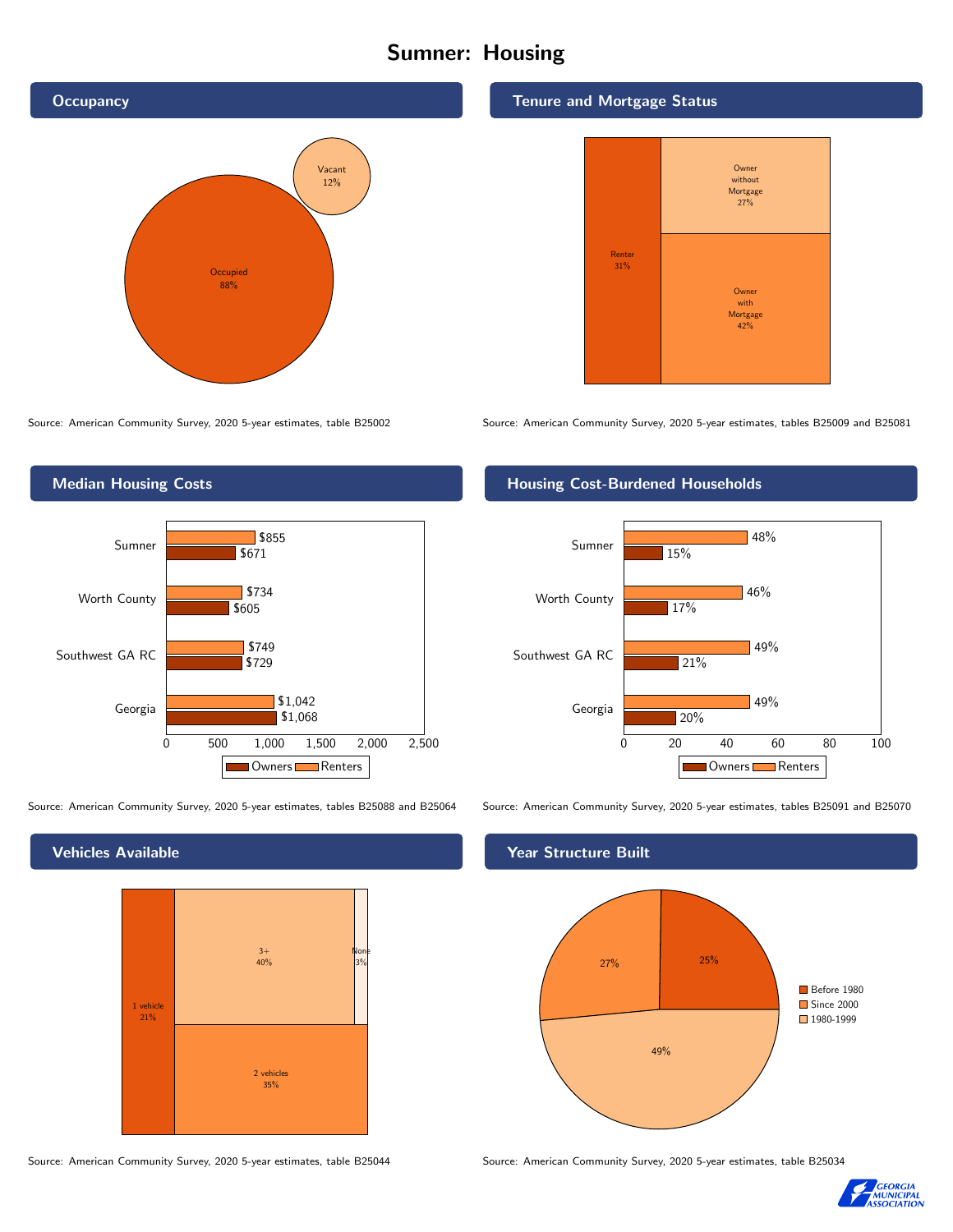# Sumner: Housing

## Occupancy

Vacant
12%

Occupied
88%

Source: American Community Survey, 2020 5-year estimates, table B25002

## Tenure and Mortgage Status

Renter
31%

Owner
without
Mortgage
27%

Owner
with
Mortgage
42%

Source: American Community Survey, 2020 5-year estimates, tables B25009 and B25081

## Median Housing Costs

Sumner
$855
$671

Worth County
$734
$605

Southwest GA RC
$749
$729

Georgia
$1,042
$1,068

0
500
1,000
1,500
2,000
2,500

Owners
Renters

Source: American Community Survey, 2020 5-year estimates, tables B25088 and B25064

## Housing Cost-Burdened Households

Sumner
48%
15%

Worth County
46%
17%

Southwest GA RC
49%
21%

Georgia
49%
20%

0
20
40
60
80
100

Owners
Renters

Source: American Community Survey, 2020 5-year estimates, tables B25091 and B25070

## Vehicles Available

1 vehicle
21%

3+
40%

None
3%

2 vehicles
35%

Source: American Community Survey, 2020 5-year estimates, table B25044

## Year Structure Built

25%

27%

49%

Before 1980
Since 2000
1980-1999

Source: American Community Survey, 2020 5-year estimates, table B25034

GEORGIA MUNICIPAL ASSOCIATION